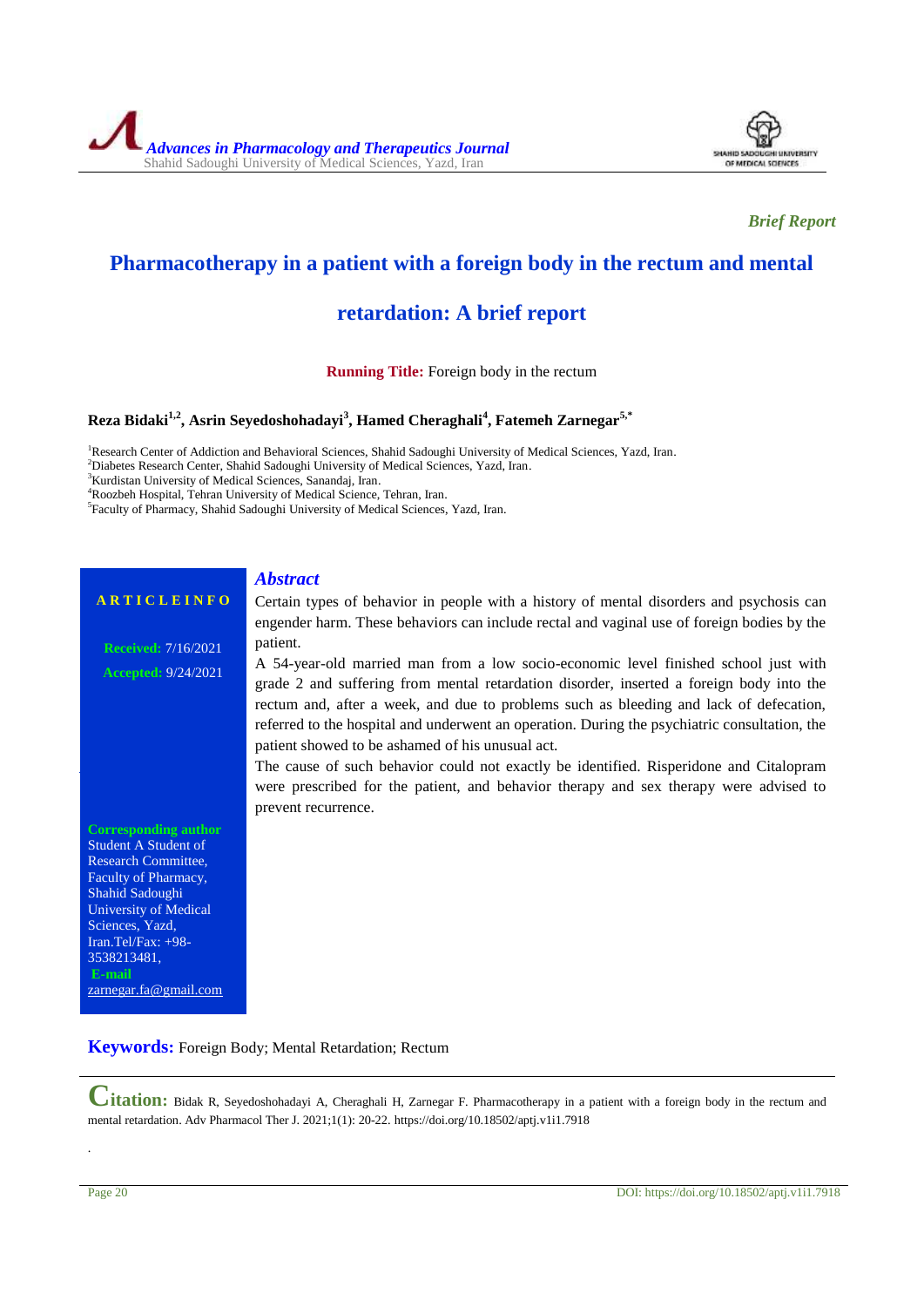*Brief Report*

# Pharmacotherapy in a patient with a foreign body in the rectum and mental retardation: A brief report

**Running Title:** Foreign body in the rectum

**Reza Bidaki[1,2], Asrin Seyedoshohadayi[3], Hamed Cheraghali[4], Fatemeh Zarnegar[5,*]**

[1]Research Center of Addiction and Behavioral Sciences, Shahid Sadoughi University of Medical Sciences, Yazd, Iran.
[2]Diabetes Research Center, Shahid Sadoughi University of Medical Sciences, Yazd, Iran.
[3]Kurdistan University of Medical Sciences, Sanandaj, Iran.
[4]Roozbeh Hospital, Tehran University of Medical Science, Tehran, Iran.
[5]Faculty of Pharmacy, Shahid Sadoughi University of Medical Sciences, Yazd, Iran.

**ARTICLE INFO**

**Received:** 7/16/2021
**Accepted:** 9/24/2021

**Corresponding author**
Student A Student of Research Committee, Faculty of Pharmacy, Shahid Sadoughi University of Medical Sciences, Yazd, Iran.Tel/Fax: +98-3538213481,
**E-mail**
zarnegar.fa@gmail.com

## *Abstract*

Certain types of behavior in people with a history of mental disorders and psychosis can engender harm. These behaviors can include rectal and vaginal use of foreign bodies by the patient.

A 54-year-old married man from a low socio-economic level finished school just with grade 2 and suffering from mental retardation disorder, inserted a foreign body into the rectum and, after a week, and due to problems such as bleeding and lack of defecation, referred to the hospital and underwent an operation. During the psychiatric consultation, the patient showed to be ashamed of his unusual act.

The cause of such behavior could not exactly be identified. Risperidone and Citalopram were prescribed for the patient, and behavior therapy and sex therapy were advised to prevent recurrence.

**Keywords:** Foreign Body; Mental Retardation; Rectum

**Citation:** Bidak R, Seyedoshohadayi A, Cheraghali H, Zarnegar F. Pharmacotherapy in a patient with a foreign body in the rectum and mental retardation. Adv Pharmacol Ther J. 2021;1(1): 20-22. https://doi.org/10.18502/aptj.v1i1.7918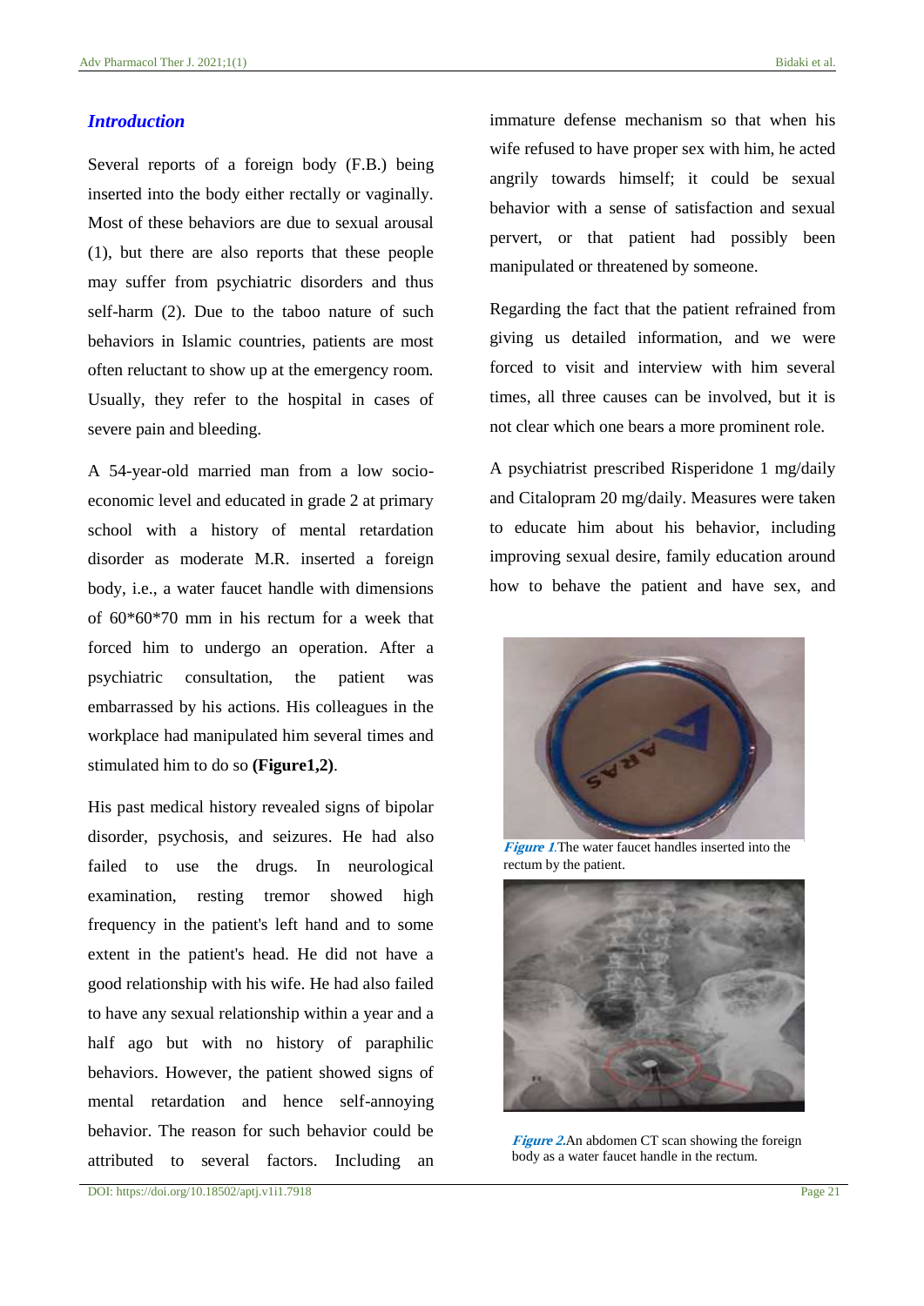## Introduction

Several reports of a foreign body (F.B.) being inserted into the body either rectally or vaginally. Most of these behaviors are due to sexual arousal (1), but there are also reports that these people may suffer from psychiatric disorders and thus self-harm (2). Due to the taboo nature of such behaviors in Islamic countries, patients are most often reluctant to show up at the emergency room. Usually, they refer to the hospital in cases of severe pain and bleeding.

A 54-year-old married man from a low socio-economic level and educated in grade 2 at primary school with a history of mental retardation disorder as moderate M.R. inserted a foreign body, i.e., a water faucet handle with dimensions of 60*60*70 mm in his rectum for a week that forced him to undergo an operation. After a psychiatric consultation, the patient was embarrassed by his actions. His colleagues in the workplace had manipulated him several times and stimulated him to do so **(Figure1,2)**.

His past medical history revealed signs of bipolar disorder, psychosis, and seizures. He had also failed to use the drugs. In neurological examination, resting tremor showed high frequency in the patient's left hand and to some extent in the patient's head. He did not have a good relationship with his wife. He had also failed to have any sexual relationship within a year and a half ago but with no history of paraphilic behaviors. However, the patient showed signs of mental retardation and hence self-annoying behavior. The reason for such behavior could be attributed to several factors. Including an immature defense mechanism so that when his wife refused to have proper sex with him, he acted angrily towards himself; it could be sexual behavior with a sense of satisfaction and sexual pervert, or that patient had possibly been manipulated or threatened by someone.

Regarding the fact that the patient refrained from giving us detailed information, and we were forced to visit and interview with him several times, all three causes can be involved, but it is not clear which one bears a more prominent role.

A psychiatrist prescribed Risperidone 1 mg/daily and Citalopram 20 mg/daily. Measures were taken to educate him about his behavior, including improving sexual desire, family education around how to behave the patient and have sex, and

***Figure 1.*** The water faucet handles inserted into the rectum by the patient.

***Figure 2.*** An abdomen CT scan showing the foreign body as a water faucet handle in the rectum.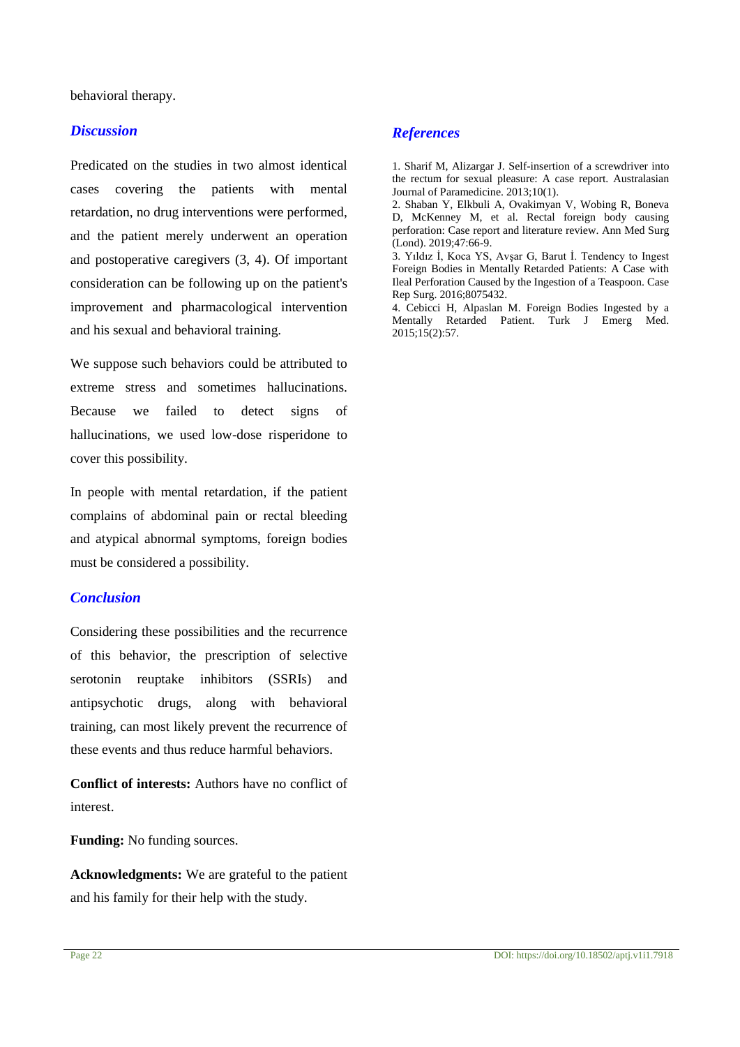behavioral therapy.

## Discussion

Predicated on the studies in two almost identical cases covering the patients with mental retardation, no drug interventions were performed, and the patient merely underwent an operation and postoperative caregivers (3, 4). Of important consideration can be following up on the patient's improvement and pharmacological intervention and his sexual and behavioral training.

We suppose such behaviors could be attributed to extreme stress and sometimes hallucinations. Because we failed to detect signs of hallucinations, we used low-dose risperidone to cover this possibility.

In people with mental retardation, if the patient complains of abdominal pain or rectal bleeding and atypical abnormal symptoms, foreign bodies must be considered a possibility.

## Conclusion

Considering these possibilities and the recurrence of this behavior, the prescription of selective serotonin reuptake inhibitors (SSRIs) and antipsychotic drugs, along with behavioral training, can most likely prevent the recurrence of these events and thus reduce harmful behaviors.

**Conflict of interests:** Authors have no conflict of interest.

**Funding:** No funding sources.

**Acknowledgments:** We are grateful to the patient and his family for their help with the study.

## References

1. Sharif M, Alizargar J. Self-insertion of a screwdriver into the rectum for sexual pleasure: A case report. Australasian Journal of Paramedicine. 2013;10(1).
2. Shaban Y, Elkbuli A, Ovakimyan V, Wobing R, Boneva D, McKenney M, et al. Rectal foreign body causing perforation: Case report and literature review. Ann Med Surg (Lond). 2019;47:66-9.
3. Yıldız İ, Koca YS, Avşar G, Barut İ. Tendency to Ingest Foreign Bodies in Mentally Retarded Patients: A Case with Ileal Perforation Caused by the Ingestion of a Teaspoon. Case Rep Surg. 2016;8075432.
4. Cebicci H, Alpaslan M. Foreign Bodies Ingested by a Mentally Retarded Patient. Turk J Emerg Med. 2015;15(2):57.